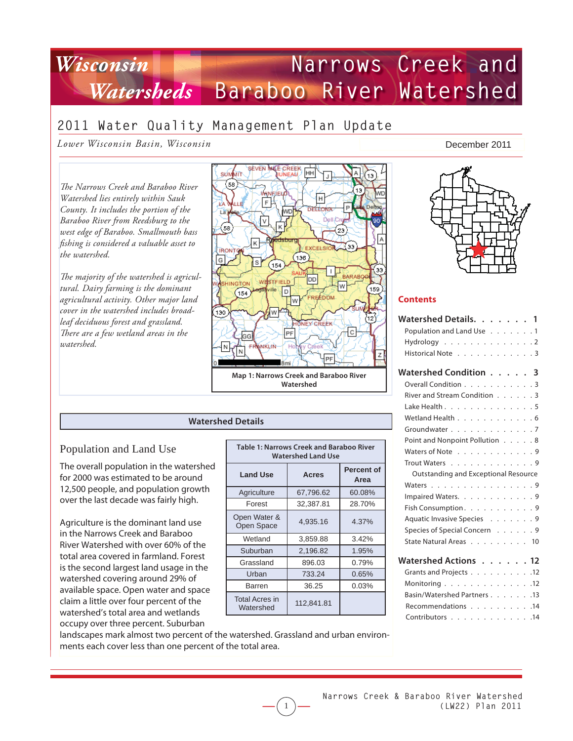# Wisconsin Watersheds — Narrows Creek and Baraboo River Watershed

## 2011 Water Quality Management Plan Update

*Lower Wisconsin Basin, Wisconsin*

December 2011

*The Narrows Creek and Baraboo River Watershed lies entirely within Sauk County. It includes the portion of the Baraboo River from Reedsburg to the west edge of Baraboo. Smallmouth bass fishing is considered a valuable asset to the watershed.*

*The majority of the watershed is agricultural. Dairy farming is the dominant agricultural activity. Other major land cover in the watershed includes broadleaf deciduous forest and grassland. There are a few wetland areas in the watershed.*

Map 1: Narrows Creek and Baraboo River Watershed

## Contents

- **Watershed Details** ....... **1**
  - Population and Land Use ....... 1
  - Hydrology ....... 2
  - Historical Note ....... 3
- **Watershed Condition** ....... **3**
  - Overall Condition ....... 3
  - River and Stream Condition ....... 3
  - Lake Health ....... 5
  - Wetland Health ....... 6
  - Groundwater ....... 7
  - Point and Nonpoint Pollution ....... 8
  - Waters of Note ....... 9
  - Trout Waters ....... 9
  - Outstanding and Exceptional Resource Waters ....... 9
  - Impaired Waters ....... 9
  - Fish Consumption ....... 9
  - Aquatic Invasive Species ....... 9
  - Species of Special Concern ....... 9
  - State Natural Areas ....... 10
- **Watershed Actions** ....... **12**
  - Grants and Projects ....... 12
  - Monitoring ....... 12
  - Basin/Watershed Partners ....... 13
  - Recommendations ....... 14
  - Contributors ....... 14

## Watershed Details

### Population and Land Use

The overall population in the watershed for 2000 was estimated to be around 12,500 people, and population growth over the last decade was fairly high.

Agriculture is the dominant land use in the Narrows Creek and Baraboo River Watershed with over 60% of the total area covered in farmland. Forest is the second largest land usage in the watershed covering around 29% of available space. Open water and space claim a little over four percent of the watershed's total area and wetlands occupy over three percent. Suburban landscapes mark almost two percent of the watershed. Grassland and urban environments each cover less than one percent of the total area.

**Table 1: Narrows Creek and Baraboo River Watershed Land Use**

| Land Use | Acres | Percent of Area |
|---|---|---|
| Agriculture | 67,796.62 | 60.08% |
| Forest | 32,387.81 | 28.70% |
| Open Water & Open Space | 4,935.16 | 4.37% |
| Wetland | 3,859.88 | 3.42% |
| Suburban | 2,196.82 | 1.95% |
| Grassland | 896.03 | 0.79% |
| Urban | 733.24 | 0.65% |
| Barren | 36.25 | 0.03% |
| Total Acres in Watershed | 112,841.81 | |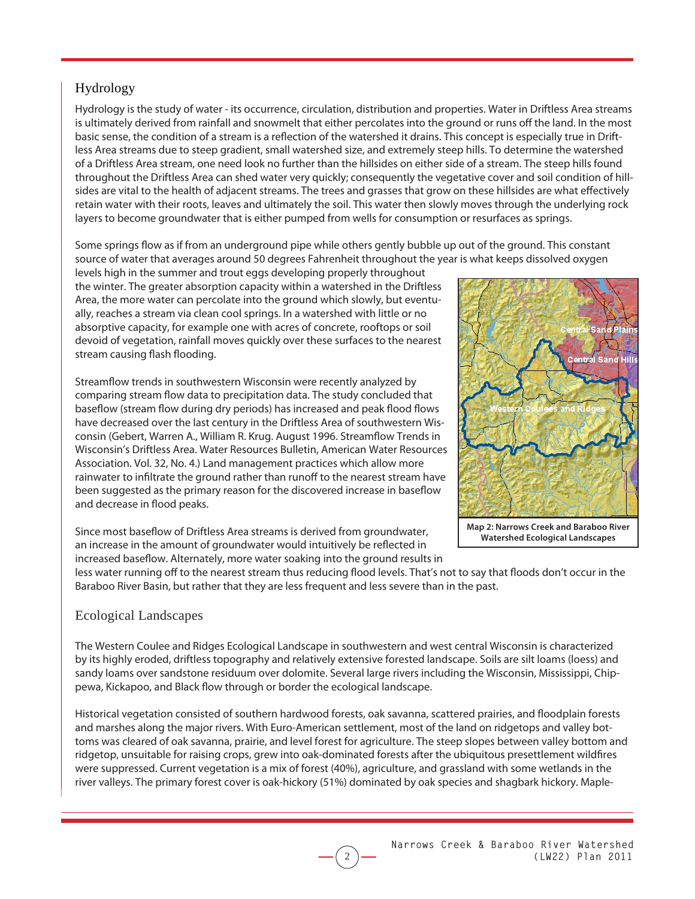## Hydrology

Hydrology is the study of water - its occurrence, circulation, distribution and properties. Water in Driftless Area streams is ultimately derived from rainfall and snowmelt that either percolates into the ground or runs off the land. In the most basic sense, the condition of a stream is a reflection of the watershed it drains. This concept is especially true in Driftless Area streams due to steep gradient, small watershed size, and extremely steep hills. To determine the watershed of a Driftless Area stream, one need look no further than the hillsides on either side of a stream. The steep hills found throughout the Driftless Area can shed water very quickly; consequently the vegetative cover and soil condition of hillsides are vital to the health of adjacent streams. The trees and grasses that grow on these hillsides are what effectively retain water with their roots, leaves and ultimately the soil. This water then slowly moves through the underlying rock layers to become groundwater that is either pumped from wells for consumption or resurfaces as springs.

Some springs flow as if from an underground pipe while others gently bubble up out of the ground. This constant source of water that averages around 50 degrees Fahrenheit throughout the year is what keeps dissolved oxygen levels high in the summer and trout eggs developing properly throughout the winter. The greater absorption capacity within a watershed in the Driftless Area, the more water can percolate into the ground which slowly, but eventually, reaches a stream via clean cool springs. In a watershed with little or no absorptive capacity, for example one with acres of concrete, rooftops or soil devoid of vegetation, rainfall moves quickly over these surfaces to the nearest stream causing flash flooding.

Streamflow trends in southwestern Wisconsin were recently analyzed by comparing stream flow data to precipitation data. The study concluded that baseflow (stream flow during dry periods) has increased and peak flood flows have decreased over the last century in the Driftless Area of southwestern Wisconsin (Gebert, Warren A., William R. Krug. August 1996. Streamflow Trends in Wisconsin's Driftless Area. Water Resources Bulletin, American Water Resources Association. Vol. 32, No. 4.) Land management practices which allow more rainwater to infiltrate the ground rather than runoff to the nearest stream have been suggested as the primary reason for the discovered increase in baseflow and decrease in flood peaks.

Since most baseflow of Driftless Area streams is derived from groundwater, an increase in the amount of groundwater would intuitively be reflected in increased baseflow. Alternately, more water soaking into the ground results in less water running off to the nearest stream thus reducing flood levels. That's not to say that floods don't occur in the Baraboo River Basin, but rather that they are less frequent and less severe than in the past.

**Map 2: Narrows Creek and Baraboo River Watershed Ecological Landscapes**

## Ecological Landscapes

The Western Coulee and Ridges Ecological Landscape in southwestern and west central Wisconsin is characterized by its highly eroded, driftless topography and relatively extensive forested landscape. Soils are silt loams (loess) and sandy loams over sandstone residuum over dolomite. Several large rivers including the Wisconsin, Mississippi, Chippewa, Kickapoo, and Black flow through or border the ecological landscape.

Historical vegetation consisted of southern hardwood forests, oak savanna, scattered prairies, and floodplain forests and marshes along the major rivers. With Euro-American settlement, most of the land on ridgetops and valley bottoms was cleared of oak savanna, prairie, and level forest for agriculture. The steep slopes between valley bottom and ridgetop, unsuitable for raising crops, grew into oak-dominated forests after the ubiquitous presettlement wildfires were suppressed. Current vegetation is a mix of forest (40%), agriculture, and grassland with some wetlands in the river valleys. The primary forest cover is oak-hickory (51%) dominated by oak species and shagbark hickory. Maple-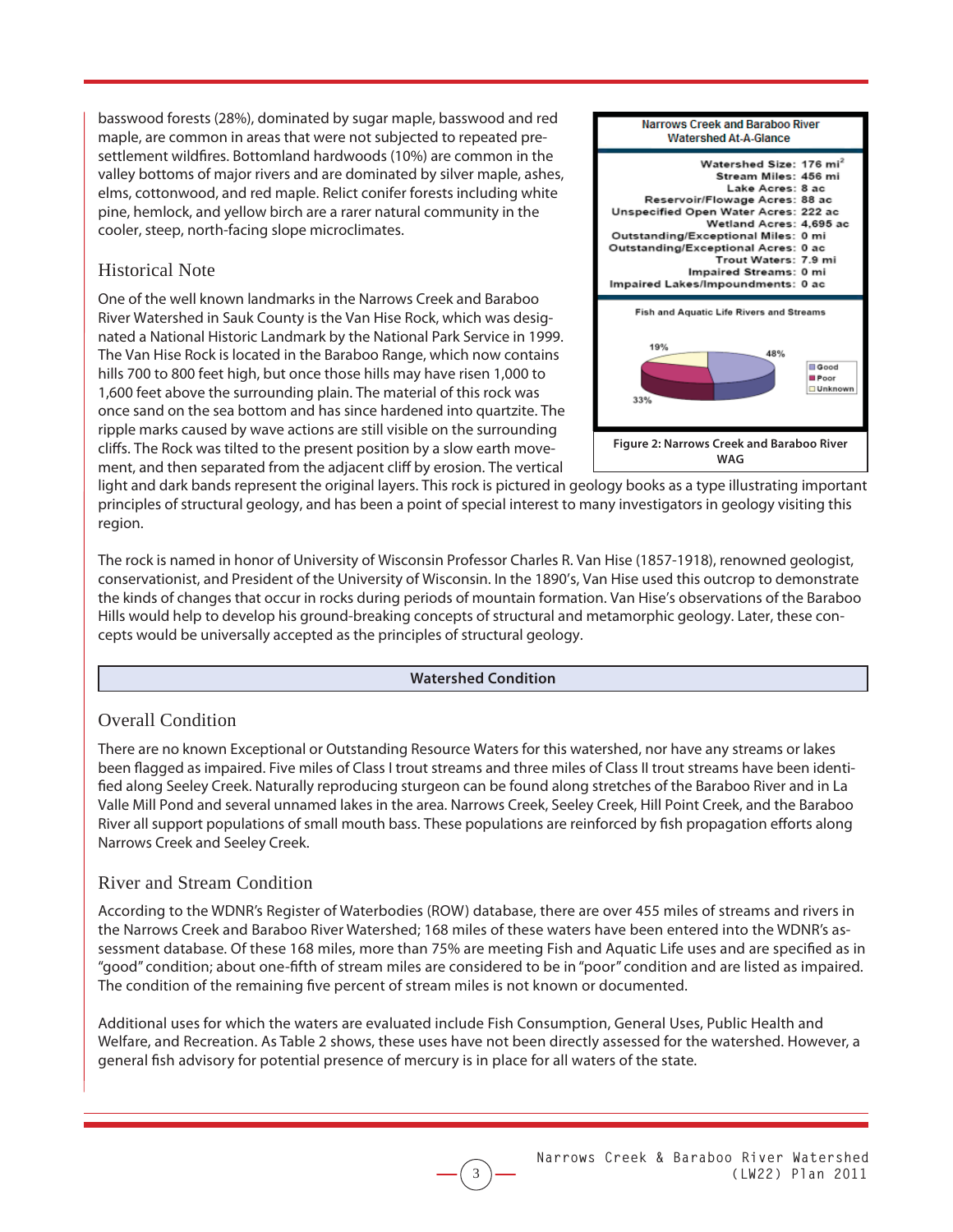basswood forests (28%), dominated by sugar maple, basswood and red maple, are common in areas that were not subjected to repeated pre-settlement wildfires. Bottomland hardwoods (10%) are common in the valley bottoms of major rivers and are dominated by silver maple, ashes, elms, cottonwood, and red maple. Relict conifer forests including white pine, hemlock, and yellow birch are a rarer natural community in the cooler, steep, north-facing slope microclimates.

| Narrows Creek and Baraboo River Watershed At-A-Glance | |
|---|---|
| Watershed Size: | 176 mi$^2$ |
| Stream Miles: | 456 mi |
| Lake Acres: | 8 ac |
| Reservoir/Flowage Acres: | 88 ac |
| Unspecified Open Water Acres: | 222 ac |
| Wetland Acres: | 4,695 ac |
| Outstanding/Exceptional Miles: | 0 mi |
| Outstanding/Exceptional Acres: | 0 ac |
| Trout Waters: | 7.9 mi |
| Impaired Streams: | 0 mi |
| Impaired Lakes/Impoundments: | 0 ac |

Fish and Aquatic Life Rivers and Streams

| Condition | Percent |
|---|---|
| Good | 48% |
| Poor | 33% |
| Unknown | 19% |

Figure 2: Narrows Creek and Baraboo River WAG

## Historical Note

One of the well known landmarks in the Narrows Creek and Baraboo River Watershed in Sauk County is the Van Hise Rock, which was designated a National Historic Landmark by the National Park Service in 1999. The Van Hise Rock is located in the Baraboo Range, which now contains hills 700 to 800 feet high, but once those hills may have risen 1,000 to 1,600 feet above the surrounding plain. The material of this rock was once sand on the sea bottom and has since hardened into quartzite. The ripple marks caused by wave actions are still visible on the surrounding cliffs. The Rock was tilted to the present position by a slow earth movement, and then separated from the adjacent cliff by erosion. The vertical light and dark bands represent the original layers. This rock is pictured in geology books as a type illustrating important principles of structural geology, and has been a point of special interest to many investigators in geology visiting this region.

The rock is named in honor of University of Wisconsin Professor Charles R. Van Hise (1857-1918), renowned geologist, conservationist, and President of the University of Wisconsin. In the 1890's, Van Hise used this outcrop to demonstrate the kinds of changes that occur in rocks during periods of mountain formation. Van Hise's observations of the Baraboo Hills would help to develop his ground-breaking concepts of structural and metamorphic geology. Later, these concepts would be universally accepted as the principles of structural geology.

**Watershed Condition**

## Overall Condition

There are no known Exceptional or Outstanding Resource Waters for this watershed, nor have any streams or lakes been flagged as impaired. Five miles of Class I trout streams and three miles of Class II trout streams have been identified along Seeley Creek. Naturally reproducing sturgeon can be found along stretches of the Baraboo River and in La Valle Mill Pond and several unnamed lakes in the area. Narrows Creek, Seeley Creek, Hill Point Creek, and the Baraboo River all support populations of small mouth bass. These populations are reinforced by fish propagation efforts along Narrows Creek and Seeley Creek.

## River and Stream Condition

According to the WDNR's Register of Waterbodies (ROW) database, there are over 455 miles of streams and rivers in the Narrows Creek and Baraboo River Watershed; 168 miles of these waters have been entered into the WDNR's assessment database. Of these 168 miles, more than 75% are meeting Fish and Aquatic Life uses and are specified as in "good" condition; about one-fifth of stream miles are considered to be in "poor" condition and are listed as impaired. The condition of the remaining five percent of stream miles is not known or documented.

Additional uses for which the waters are evaluated include Fish Consumption, General Uses, Public Health and Welfare, and Recreation. As Table 2 shows, these uses have not been directly assessed for the watershed. However, a general fish advisory for potential presence of mercury is in place for all waters of the state.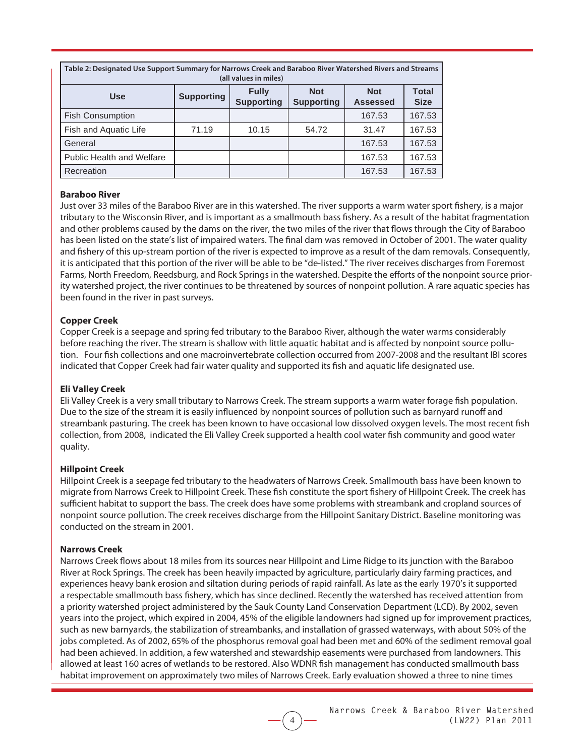**Table 2: Designated Use Support Summary for Narrows Creek and Baraboo River Watershed Rivers and Streams (all values in miles)**

| Use | Supporting | Fully Supporting | Not Supporting | Not Assessed | Total Size |
|---|---|---|---|---|---|
| Fish Consumption | | | | 167.53 | 167.53 |
| Fish and Aquatic Life | 71.19 | 10.15 | 54.72 | 31.47 | 167.53 |
| General | | | | 167.53 | 167.53 |
| Public Health and Welfare | | | | 167.53 | 167.53 |
| Recreation | | | | 167.53 | 167.53 |

**Baraboo River**

Just over 33 miles of the Baraboo River are in this watershed. The river supports a warm water sport fishery, is a major tributary to the Wisconsin River, and is important as a smallmouth bass fishery. As a result of the habitat fragmentation and other problems caused by the dams on the river, the two miles of the river that flows through the City of Baraboo has been listed on the state's list of impaired waters. The final dam was removed in October of 2001. The water quality and fishery of this up-stream portion of the river is expected to improve as a result of the dam removals. Consequently, it is anticipated that this portion of the river will be able to be "de-listed." The river receives discharges from Foremost Farms, North Freedom, Reedsburg, and Rock Springs in the watershed. Despite the efforts of the nonpoint source priority watershed project, the river continues to be threatened by sources of nonpoint pollution. A rare aquatic species has been found in the river in past surveys.

**Copper Creek**

Copper Creek is a seepage and spring fed tributary to the Baraboo River, although the water warms considerably before reaching the river. The stream is shallow with little aquatic habitat and is affected by nonpoint source pollution. Four fish collections and one macroinvertebrate collection occurred from 2007-2008 and the resultant IBI scores indicated that Copper Creek had fair water quality and supported its fish and aquatic life designated use.

**Eli Valley Creek**

Eli Valley Creek is a very small tributary to Narrows Creek. The stream supports a warm water forage fish population. Due to the size of the stream it is easily influenced by nonpoint sources of pollution such as barnyard runoff and streambank pasturing. The creek has been known to have occasional low dissolved oxygen levels. The most recent fish collection, from 2008, indicated the Eli Valley Creek supported a health cool water fish community and good water quality.

**Hillpoint Creek**

Hillpoint Creek is a seepage fed tributary to the headwaters of Narrows Creek. Smallmouth bass have been known to migrate from Narrows Creek to Hillpoint Creek. These fish constitute the sport fishery of Hillpoint Creek. The creek has sufficient habitat to support the bass. The creek does have some problems with streambank and cropland sources of nonpoint source pollution. The creek receives discharge from the Hillpoint Sanitary District. Baseline monitoring was conducted on the stream in 2001.

**Narrows Creek**

Narrows Creek flows about 18 miles from its sources near Hillpoint and Lime Ridge to its junction with the Baraboo River at Rock Springs. The creek has been heavily impacted by agriculture, particularly dairy farming practices, and experiences heavy bank erosion and siltation during periods of rapid rainfall. As late as the early 1970's it supported a respectable smallmouth bass fishery, which has since declined. Recently the watershed has received attention from a priority watershed project administered by the Sauk County Land Conservation Department (LCD). By 2002, seven years into the project, which expired in 2004, 45% of the eligible landowners had signed up for improvement practices, such as new barnyards, the stabilization of streambanks, and installation of grassed waterways, with about 50% of the jobs completed. As of 2002, 65% of the phosphorus removal goal had been met and 60% of the sediment removal goal had been achieved. In addition, a few watershed and stewardship easements were purchased from landowners. This allowed at least 160 acres of wetlands to be restored. Also WDNR fish management has conducted smallmouth bass habitat improvement on approximately two miles of Narrows Creek. Early evaluation showed a three to nine times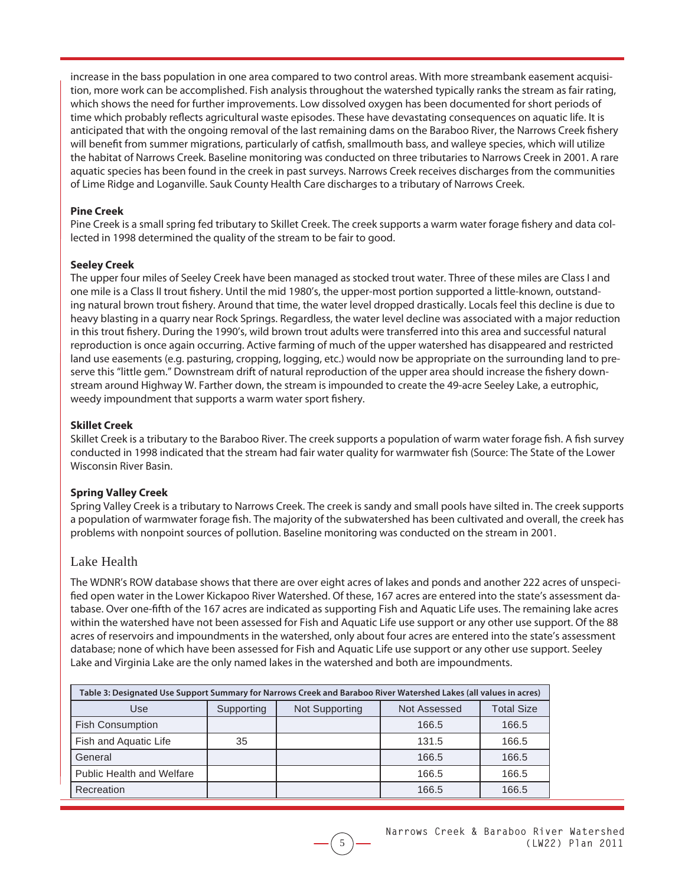increase in the bass population in one area compared to two control areas. With more streambank easement acquisition, more work can be accomplished. Fish analysis throughout the watershed typically ranks the stream as fair rating, which shows the need for further improvements. Low dissolved oxygen has been documented for short periods of time which probably reflects agricultural waste episodes. These have devastating consequences on aquatic life. It is anticipated that with the ongoing removal of the last remaining dams on the Baraboo River, the Narrows Creek fishery will benefit from summer migrations, particularly of catfish, smallmouth bass, and walleye species, which will utilize the habitat of Narrows Creek. Baseline monitoring was conducted on three tributaries to Narrows Creek in 2001. A rare aquatic species has been found in the creek in past surveys. Narrows Creek receives discharges from the communities of Lime Ridge and Loganville. Sauk County Health Care discharges to a tributary of Narrows Creek.

**Pine Creek**

Pine Creek is a small spring fed tributary to Skillet Creek. The creek supports a warm water forage fishery and data collected in 1998 determined the quality of the stream to be fair to good.

**Seeley Creek**

The upper four miles of Seeley Creek have been managed as stocked trout water. Three of these miles are Class I and one mile is a Class II trout fishery. Until the mid 1980's, the upper-most portion supported a little-known, outstanding natural brown trout fishery. Around that time, the water level dropped drastically. Locals feel this decline is due to heavy blasting in a quarry near Rock Springs. Regardless, the water level decline was associated with a major reduction in this trout fishery. During the 1990's, wild brown trout adults were transferred into this area and successful natural reproduction is once again occurring. Active farming of much of the upper watershed has disappeared and restricted land use easements (e.g. pasturing, cropping, logging, etc.) would now be appropriate on the surrounding land to preserve this "little gem." Downstream drift of natural reproduction of the upper area should increase the fishery downstream around Highway W. Farther down, the stream is impounded to create the 49-acre Seeley Lake, a eutrophic, weedy impoundment that supports a warm water sport fishery.

**Skillet Creek**

Skillet Creek is a tributary to the Baraboo River. The creek supports a population of warm water forage fish. A fish survey conducted in 1998 indicated that the stream had fair water quality for warmwater fish (Source: The State of the Lower Wisconsin River Basin.

**Spring Valley Creek**

Spring Valley Creek is a tributary to Narrows Creek. The creek is sandy and small pools have silted in. The creek supports a population of warmwater forage fish. The majority of the subwatershed has been cultivated and overall, the creek has problems with nonpoint sources of pollution. Baseline monitoring was conducted on the stream in 2001.

## Lake Health

The WDNR's ROW database shows that there are over eight acres of lakes and ponds and another 222 acres of unspecified open water in the Lower Kickapoo River Watershed. Of these, 167 acres are entered into the state's assessment database. Over one-fifth of the 167 acres are indicated as supporting Fish and Aquatic Life uses. The remaining lake acres within the watershed have not been assessed for Fish and Aquatic Life use support or any other use support. Of the 88 acres of reservoirs and impoundments in the watershed, only about four acres are entered into the state's assessment database; none of which have been assessed for Fish and Aquatic Life use support or any other use support. Seeley Lake and Virginia Lake are the only named lakes in the watershed and both are impoundments.

**Table 3: Designated Use Support Summary for Narrows Creek and Baraboo River Watershed Lakes (all values in acres)**

| Use | Supporting | Not Supporting | Not Assessed | Total Size |
|---|---|---|---|---|
| Fish Consumption | | | 166.5 | 166.5 |
| Fish and Aquatic Life | 35 | | 131.5 | 166.5 |
| General | | | 166.5 | 166.5 |
| Public Health and Welfare | | | 166.5 | 166.5 |
| Recreation | | | 166.5 | 166.5 |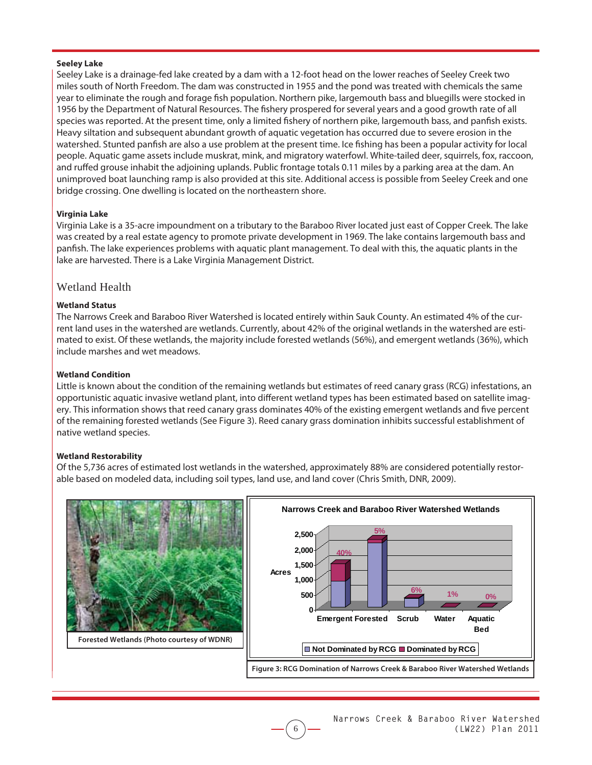**Seeley Lake**

Seeley Lake is a drainage-fed lake created by a dam with a 12-foot head on the lower reaches of Seeley Creek two miles south of North Freedom. The dam was constructed in 1955 and the pond was treated with chemicals the same year to eliminate the rough and forage fish population. Northern pike, largemouth bass and bluegills were stocked in 1956 by the Department of Natural Resources. The fishery prospered for several years and a good growth rate of all species was reported. At the present time, only a limited fishery of northern pike, largemouth bass, and panfish exists. Heavy siltation and subsequent abundant growth of aquatic vegetation has occurred due to severe erosion in the watershed. Stunted panfish are also a use problem at the present time. Ice fishing has been a popular activity for local people. Aquatic game assets include muskrat, mink, and migratory waterfowl. White-tailed deer, squirrels, fox, raccoon, and ruffed grouse inhabit the adjoining uplands. Public frontage totals 0.11 miles by a parking area at the dam. An unimproved boat launching ramp is also provided at this site. Additional access is possible from Seeley Creek and one bridge crossing. One dwelling is located on the northeastern shore.

**Virginia Lake**

Virginia Lake is a 35-acre impoundment on a tributary to the Baraboo River located just east of Copper Creek. The lake was created by a real estate agency to promote private development in 1969. The lake contains largemouth bass and panfish. The lake experiences problems with aquatic plant management. To deal with this, the aquatic plants in the lake are harvested. There is a Lake Virginia Management District.

## Wetland Health

**Wetland Status**

The Narrows Creek and Baraboo River Watershed is located entirely within Sauk County. An estimated 4% of the current land uses in the watershed are wetlands. Currently, about 42% of the original wetlands in the watershed are estimated to exist. Of these wetlands, the majority include forested wetlands (56%), and emergent wetlands (36%), which include marshes and wet meadows.

**Wetland Condition**

Little is known about the condition of the remaining wetlands but estimates of reed canary grass (RCG) infestations, an opportunistic aquatic invasive wetland plant, into different wetland types has been estimated based on satellite imagery. This information shows that reed canary grass dominates 40% of the existing emergent wetlands and five percent of the remaining forested wetlands (See Figure 3). Reed canary grass domination inhibits successful establishment of native wetland species.

**Wetland Restorability**

Of the 5,736 acres of estimated lost wetlands in the watershed, approximately 88% are considered potentially restorable based on modeled data, including soil types, land use, and land cover (Chris Smith, DNR, 2009).

Forested Wetlands (Photo courtesy of WDNR)

Figure 3: RCG Domination of Narrows Creek & Baraboo River Watershed Wetlands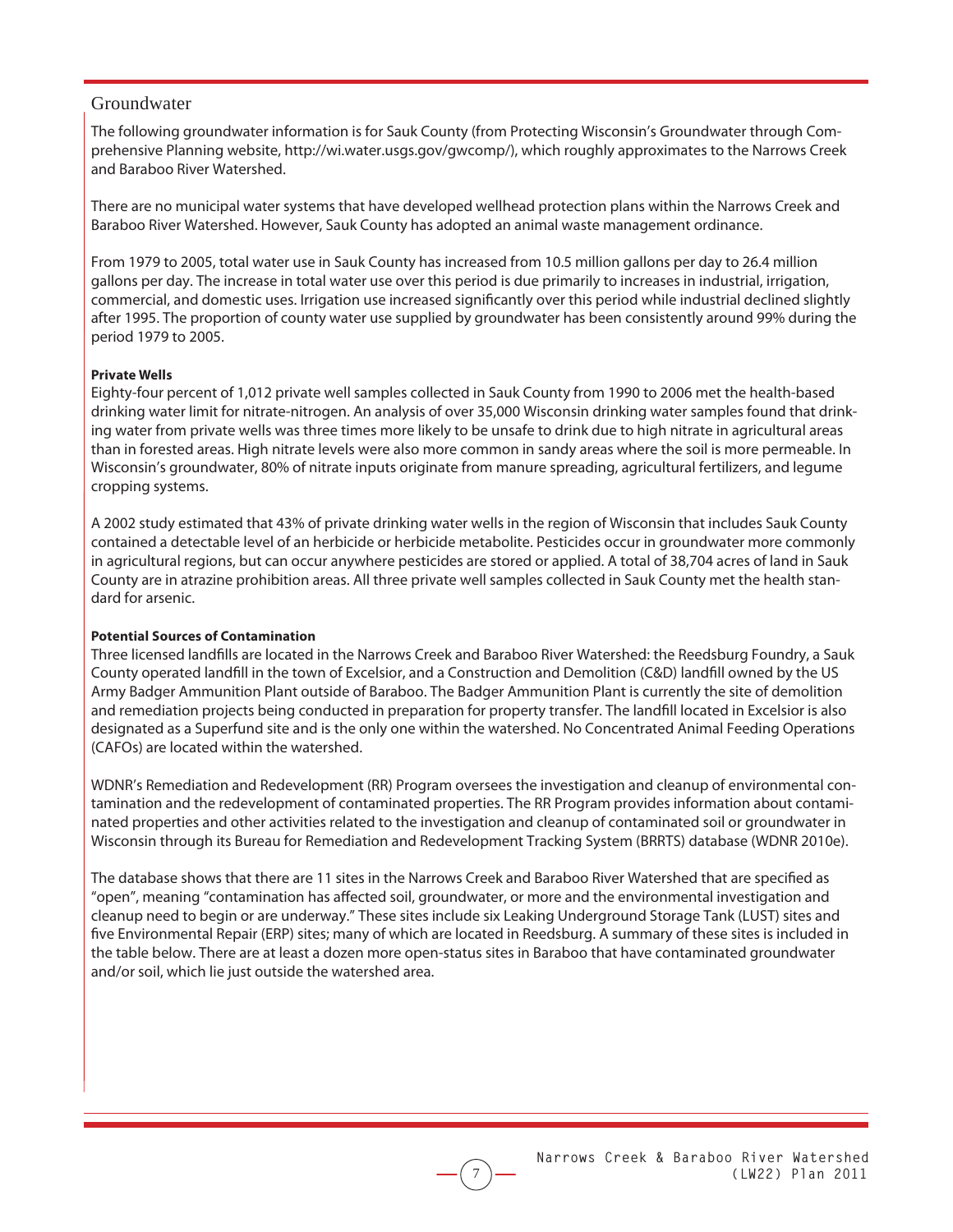## Groundwater

The following groundwater information is for Sauk County (from Protecting Wisconsin's Groundwater through Comprehensive Planning website, http://wi.water.usgs.gov/gwcomp/), which roughly approximates to the Narrows Creek and Baraboo River Watershed.

There are no municipal water systems that have developed wellhead protection plans within the Narrows Creek and Baraboo River Watershed. However, Sauk County has adopted an animal waste management ordinance.

From 1979 to 2005, total water use in Sauk County has increased from 10.5 million gallons per day to 26.4 million gallons per day. The increase in total water use over this period is due primarily to increases in industrial, irrigation, commercial, and domestic uses. Irrigation use increased significantly over this period while industrial declined slightly after 1995. The proportion of county water use supplied by groundwater has been consistently around 99% during the period 1979 to 2005.

**Private Wells**

Eighty-four percent of 1,012 private well samples collected in Sauk County from 1990 to 2006 met the health-based drinking water limit for nitrate-nitrogen. An analysis of over 35,000 Wisconsin drinking water samples found that drinking water from private wells was three times more likely to be unsafe to drink due to high nitrate in agricultural areas than in forested areas. High nitrate levels were also more common in sandy areas where the soil is more permeable. In Wisconsin's groundwater, 80% of nitrate inputs originate from manure spreading, agricultural fertilizers, and legume cropping systems.

A 2002 study estimated that 43% of private drinking water wells in the region of Wisconsin that includes Sauk County contained a detectable level of an herbicide or herbicide metabolite. Pesticides occur in groundwater more commonly in agricultural regions, but can occur anywhere pesticides are stored or applied. A total of 38,704 acres of land in Sauk County are in atrazine prohibition areas. All three private well samples collected in Sauk County met the health standard for arsenic.

**Potential Sources of Contamination**

Three licensed landfills are located in the Narrows Creek and Baraboo River Watershed: the Reedsburg Foundry, a Sauk County operated landfill in the town of Excelsior, and a Construction and Demolition (C&D) landfill owned by the US Army Badger Ammunition Plant outside of Baraboo. The Badger Ammunition Plant is currently the site of demolition and remediation projects being conducted in preparation for property transfer. The landfill located in Excelsior is also designated as a Superfund site and is the only one within the watershed. No Concentrated Animal Feeding Operations (CAFOs) are located within the watershed.

WDNR's Remediation and Redevelopment (RR) Program oversees the investigation and cleanup of environmental contamination and the redevelopment of contaminated properties. The RR Program provides information about contaminated properties and other activities related to the investigation and cleanup of contaminated soil or groundwater in Wisconsin through its Bureau for Remediation and Redevelopment Tracking System (BRRTS) database (WDNR 2010e).

The database shows that there are 11 sites in the Narrows Creek and Baraboo River Watershed that are specified as "open", meaning "contamination has affected soil, groundwater, or more and the environmental investigation and cleanup need to begin or are underway." These sites include six Leaking Underground Storage Tank (LUST) sites and five Environmental Repair (ERP) sites; many of which are located in Reedsburg. A summary of these sites is included in the table below. There are at least a dozen more open-status sites in Baraboo that have contaminated groundwater and/or soil, which lie just outside the watershed area.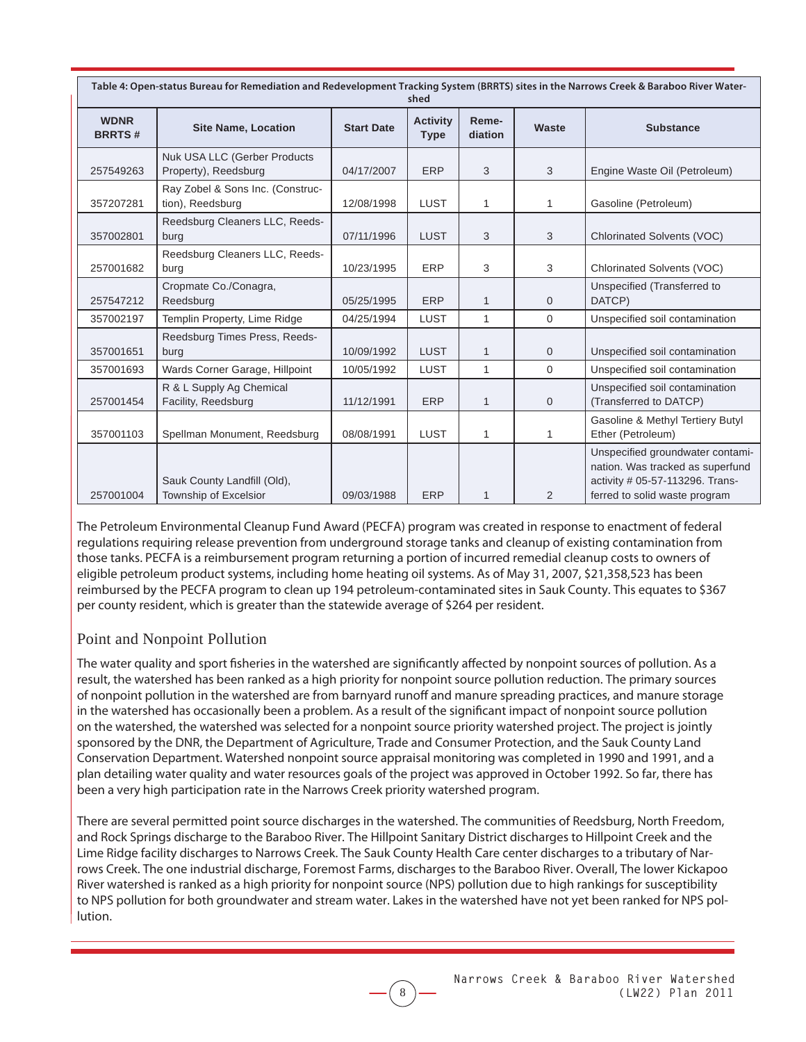**Table 4: Open-status Bureau for Remediation and Redevelopment Tracking System (BRRTS) sites in the Narrows Creek & Baraboo River Watershed**

| WDNR BRRTS # | Site Name, Location | Start Date | Activity Type | Remediation | Waste | Substance |
|---|---|---|---|---|---|---|
| 257549263 | Nuk USA LLC (Gerber Products Property), Reedsburg | 04/17/2007 | ERP | 3 | 3 | Engine Waste Oil (Petroleum) |
| 357207281 | Ray Zobel & Sons Inc. (Construction), Reedsburg | 12/08/1998 | LUST | 1 | 1 | Gasoline (Petroleum) |
| 357002801 | Reedsburg Cleaners LLC, Reedsburg | 07/11/1996 | LUST | 3 | 3 | Chlorinated Solvents (VOC) |
| 257001682 | Reedsburg Cleaners LLC, Reedsburg | 10/23/1995 | ERP | 3 | 3 | Chlorinated Solvents (VOC) |
| 257547212 | Cropmate Co./Conagra, Reedsburg | 05/25/1995 | ERP | 1 | 0 | Unspecified (Transferred to DATCP) |
| 357002197 | Templin Property, Lime Ridge | 04/25/1994 | LUST | 1 | 0 | Unspecified soil contamination |
| 357001651 | Reedsburg Times Press, Reedsburg | 10/09/1992 | LUST | 1 | 0 | Unspecified soil contamination |
| 357001693 | Wards Corner Garage, Hillpoint | 10/05/1992 | LUST | 1 | 0 | Unspecified soil contamination |
| 257001454 | R & L Supply Ag Chemical Facility, Reedsburg | 11/12/1991 | ERP | 1 | 0 | Unspecified soil contamination (Transferred to DATCP) |
| 357001103 | Spellman Monument, Reedsburg | 08/08/1991 | LUST | 1 | 1 | Gasoline & Methyl Tertiery Butyl Ether (Petroleum) |
| 257001004 | Sauk County Landfill (Old), Township of Excelsior | 09/03/1988 | ERP | 1 | 2 | Unspecified groundwater contamination. Was tracked as superfund activity # 05-57-113296. Transferred to solid waste program |

The Petroleum Environmental Cleanup Fund Award (PECFA) program was created in response to enactment of federal regulations requiring release prevention from underground storage tanks and cleanup of existing contamination from those tanks. PECFA is a reimbursement program returning a portion of incurred remedial cleanup costs to owners of eligible petroleum product systems, including home heating oil systems. As of May 31, 2007, $21,358,523 has been reimbursed by the PECFA program to clean up 194 petroleum-contaminated sites in Sauk County. This equates to $367 per county resident, which is greater than the statewide average of $264 per resident.

## Point and Nonpoint Pollution

The water quality and sport fisheries in the watershed are significantly affected by nonpoint sources of pollution. As a result, the watershed has been ranked as a high priority for nonpoint source pollution reduction. The primary sources of nonpoint pollution in the watershed are from barnyard runoff and manure spreading practices, and manure storage in the watershed has occasionally been a problem. As a result of the significant impact of nonpoint source pollution on the watershed, the watershed was selected for a nonpoint source priority watershed project. The project is jointly sponsored by the DNR, the Department of Agriculture, Trade and Consumer Protection, and the Sauk County Land Conservation Department. Watershed nonpoint source appraisal monitoring was completed in 1990 and 1991, and a plan detailing water quality and water resources goals of the project was approved in October 1992. So far, there has been a very high participation rate in the Narrows Creek priority watershed program.

There are several permitted point source discharges in the watershed. The communities of Reedsburg, North Freedom, and Rock Springs discharge to the Baraboo River. The Hillpoint Sanitary District discharges to Hillpoint Creek and the Lime Ridge facility discharges to Narrows Creek. The Sauk County Health Care center discharges to a tributary of Narrows Creek. The one industrial discharge, Foremost Farms, discharges to the Baraboo River. Overall, The lower Kickapoo River watershed is ranked as a high priority for nonpoint source (NPS) pollution due to high rankings for susceptibility to NPS pollution for both groundwater and stream water. Lakes in the watershed have not yet been ranked for NPS pollution.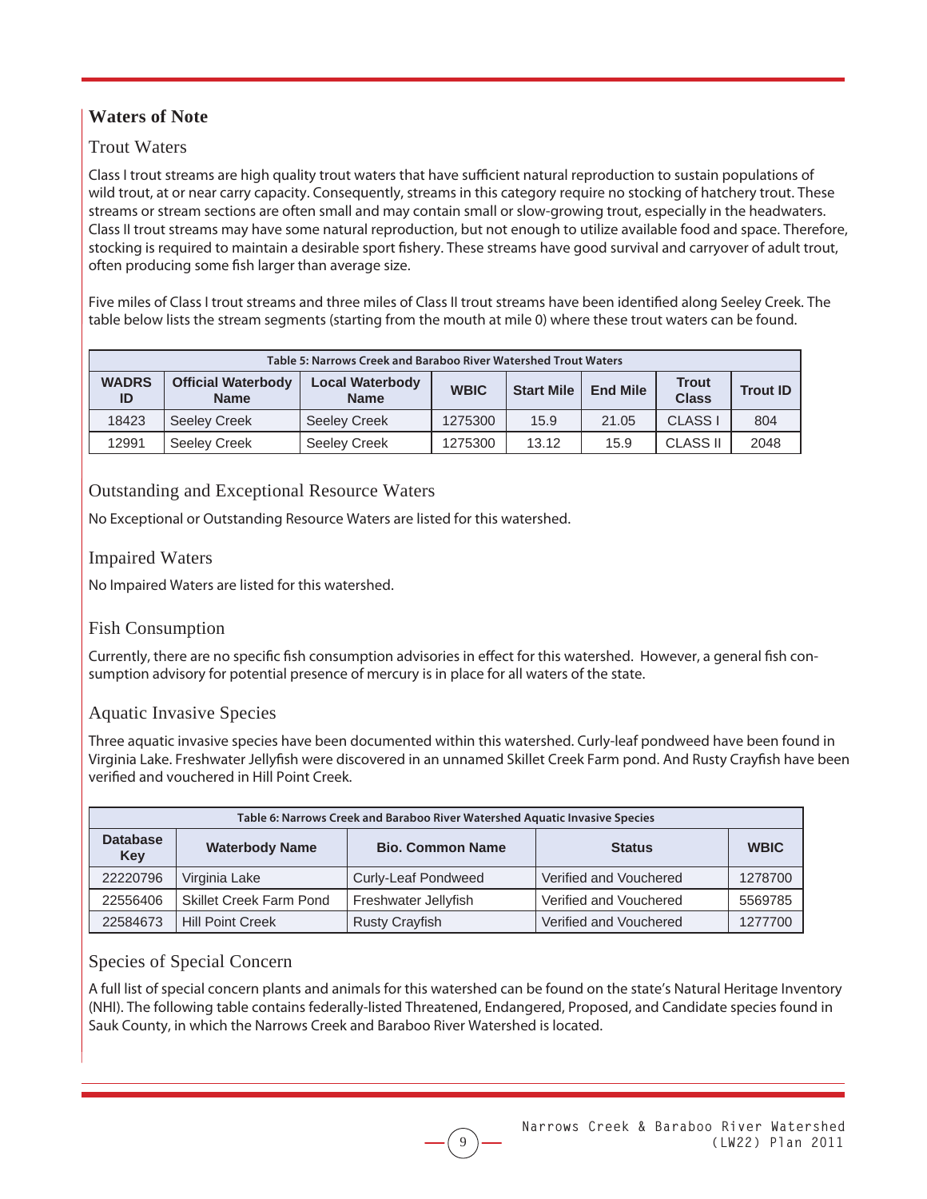## Waters of Note

### Trout Waters

Class I trout streams are high quality trout waters that have sufficient natural reproduction to sustain populations of wild trout, at or near carry capacity. Consequently, streams in this category require no stocking of hatchery trout. These streams or stream sections are often small and may contain small or slow-growing trout, especially in the headwaters. Class II trout streams may have some natural reproduction, but not enough to utilize available food and space. Therefore, stocking is required to maintain a desirable sport fishery. These streams have good survival and carryover of adult trout, often producing some fish larger than average size.

Five miles of Class I trout streams and three miles of Class II trout streams have been identified along Seeley Creek. The table below lists the stream segments (starting from the mouth at mile 0) where these trout waters can be found.

**Table 5: Narrows Creek and Baraboo River Watershed Trout Waters**

| WADRS ID | Official Waterbody Name | Local Waterbody Name | WBIC | Start Mile | End Mile | Trout Class | Trout ID |
|---|---|---|---|---|---|---|---|
| 18423 | Seeley Creek | Seeley Creek | 1275300 | 15.9 | 21.05 | CLASS I | 804 |
| 12991 | Seeley Creek | Seeley Creek | 1275300 | 13.12 | 15.9 | CLASS II | 2048 |

### Outstanding and Exceptional Resource Waters

No Exceptional or Outstanding Resource Waters are listed for this watershed.

### Impaired Waters

No Impaired Waters are listed for this watershed.

### Fish Consumption

Currently, there are no specific fish consumption advisories in effect for this watershed. However, a general fish consumption advisory for potential presence of mercury is in place for all waters of the state.

### Aquatic Invasive Species

Three aquatic invasive species have been documented within this watershed. Curly-leaf pondweed have been found in Virginia Lake. Freshwater Jellyfish were discovered in an unnamed Skillet Creek Farm pond. And Rusty Crayfish have been verified and vouchered in Hill Point Creek.

**Table 6: Narrows Creek and Baraboo River Watershed Aquatic Invasive Species**

| Database Key | Waterbody Name | Bio. Common Name | Status | WBIC |
|---|---|---|---|---|
| 22220796 | Virginia Lake | Curly-Leaf Pondweed | Verified and Vouchered | 1278700 |
| 22556406 | Skillet Creek Farm Pond | Freshwater Jellyfish | Verified and Vouchered | 5569785 |
| 22584673 | Hill Point Creek | Rusty Crayfish | Verified and Vouchered | 1277700 |

### Species of Special Concern

A full list of special concern plants and animals for this watershed can be found on the state's Natural Heritage Inventory (NHI). The following table contains federally-listed Threatened, Endangered, Proposed, and Candidate species found in Sauk County, in which the Narrows Creek and Baraboo River Watershed is located.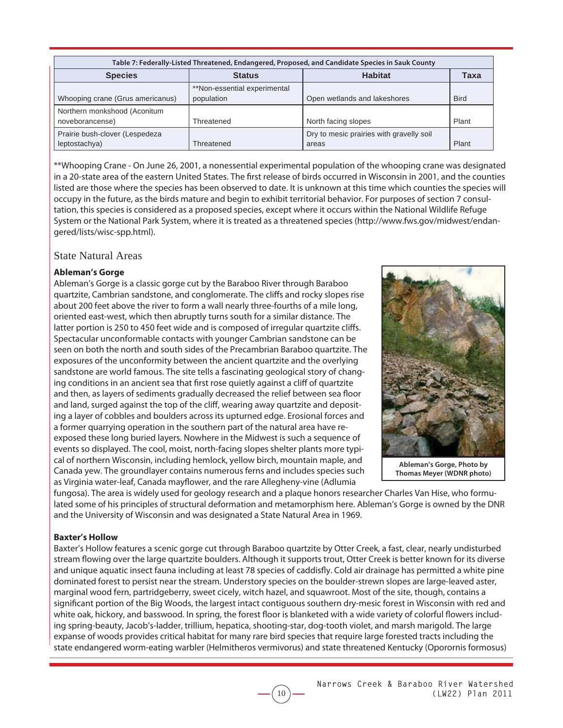| Table 7: Federally-Listed Threatened, Endangered, Proposed, and Candidate Species in Sauk County | | | |
|---|---|---|---|
| **Species** | **Status** | **Habitat** | **Taxa** |
| Whooping crane (Grus americanus) | **Non-essential experimental population | Open wetlands and lakeshores | Bird |
| Northern monkshood (Aconitum noveboracense) | Threatened | North facing slopes | Plant |
| Prairie bush-clover (Lespedeza leptostachya) | Threatened | Dry to mesic prairies with gravelly soil areas | Plant |

**Whooping Crane - On June 26, 2001, a nonessential experimental population of the whooping crane was designated in a 20-state area of the eastern United States. The first release of birds occurred in Wisconsin in 2001, and the counties listed are those where the species has been observed to date. It is unknown at this time which counties the species will occupy in the future, as the birds mature and begin to exhibit territorial behavior. For purposes of section 7 consultation, this species is considered as a proposed species, except where it occurs within the National Wildlife Refuge System or the National Park System, where it is treated as a threatened species (http://www.fws.gov/midwest/endangered/lists/wisc-spp.html).

## State Natural Areas

**Ableman's Gorge**

Ableman's Gorge is a classic gorge cut by the Baraboo River through Baraboo quartzite, Cambrian sandstone, and conglomerate. The cliffs and rocky slopes rise about 200 feet above the river to form a wall nearly three-fourths of a mile long, oriented east-west, which then abruptly turns south for a similar distance. The latter portion is 250 to 450 feet wide and is composed of irregular quartzite cliffs. Spectacular unconformable contacts with younger Cambrian sandstone can be seen on both the north and south sides of the Precambrian Baraboo quartzite. The exposures of the unconformity between the ancient quartzite and the overlying sandstone are world famous. The site tells a fascinating geological story of changing conditions in an ancient sea that first rose quietly against a cliff of quartzite and then, as layers of sediments gradually decreased the relief between sea floor and land, surged against the top of the cliff, wearing away quartzite and depositing a layer of cobbles and boulders across its upturned edge. Erosional forces and a former quarrying operation in the southern part of the natural area have re-exposed these long buried layers. Nowhere in the Midwest is such a sequence of events so displayed. The cool, moist, north-facing slopes shelter plants more typical of northern Wisconsin, including hemlock, yellow birch, mountain maple, and Canada yew. The groundlayer contains numerous ferns and includes species such as Virginia water-leaf, Canada mayflower, and the rare Allegheny-vine (Adlumia fungosa). The area is widely used for geology research and a plaque honors researcher Charles Van Hise, who formulated some of his principles of structural deformation and metamorphism here. Ableman's Gorge is owned by the DNR and the University of Wisconsin and was designated a State Natural Area in 1969.

**Ableman's Gorge, Photo by Thomas Meyer (WDNR photo)**

**Baxter's Hollow**

Baxter's Hollow features a scenic gorge cut through Baraboo quartzite by Otter Creek, a fast, clear, nearly undisturbed stream flowing over the large quartzite boulders. Although it supports trout, Otter Creek is better known for its diverse and unique aquatic insect fauna including at least 78 species of caddisfly. Cold air drainage has permitted a white pine dominated forest to persist near the stream. Understory species on the boulder-strewn slopes are large-leaved aster, marginal wood fern, partridgeberry, sweet cicely, witch hazel, and squawroot. Most of the site, though, contains a significant portion of the Big Woods, the largest intact contiguous southern dry-mesic forest in Wisconsin with red and white oak, hickory, and basswood. In spring, the forest floor is blanketed with a wide variety of colorful flowers including spring-beauty, Jacob's-ladder, trillium, hepatica, shooting-star, dog-tooth violet, and marsh marigold. The large expanse of woods provides critical habitat for many rare bird species that require large forested tracts including the state endangered worm-eating warbler (Helmitheros vermivorus) and state threatened Kentucky (Oporornis formosus)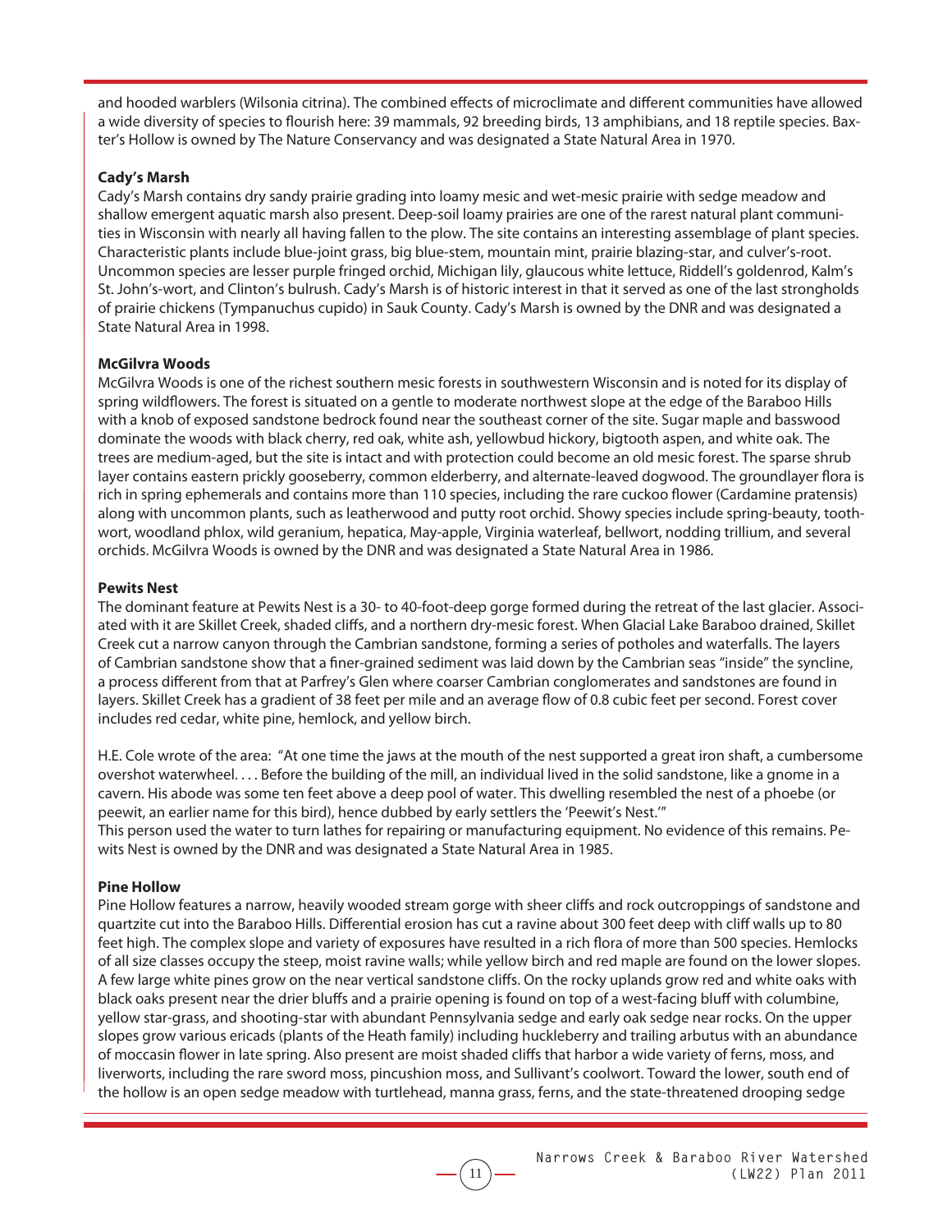and hooded warblers (Wilsonia citrina). The combined effects of microclimate and different communities have allowed a wide diversity of species to flourish here: 39 mammals, 92 breeding birds, 13 amphibians, and 18 reptile species. Baxter's Hollow is owned by The Nature Conservancy and was designated a State Natural Area in 1970.

**Cady's Marsh**

Cady's Marsh contains dry sandy prairie grading into loamy mesic and wet-mesic prairie with sedge meadow and shallow emergent aquatic marsh also present. Deep-soil loamy prairies are one of the rarest natural plant communities in Wisconsin with nearly all having fallen to the plow. The site contains an interesting assemblage of plant species. Characteristic plants include blue-joint grass, big blue-stem, mountain mint, prairie blazing-star, and culver's-root. Uncommon species are lesser purple fringed orchid, Michigan lily, glaucous white lettuce, Riddell's goldenrod, Kalm's St. John's-wort, and Clinton's bulrush. Cady's Marsh is of historic interest in that it served as one of the last strongholds of prairie chickens (Tympanuchus cupido) in Sauk County. Cady's Marsh is owned by the DNR and was designated a State Natural Area in 1998.

**McGilvra Woods**

McGilvra Woods is one of the richest southern mesic forests in southwestern Wisconsin and is noted for its display of spring wildflowers. The forest is situated on a gentle to moderate northwest slope at the edge of the Baraboo Hills with a knob of exposed sandstone bedrock found near the southeast corner of the site. Sugar maple and basswood dominate the woods with black cherry, red oak, white ash, yellowbud hickory, bigtooth aspen, and white oak. The trees are medium-aged, but the site is intact and with protection could become an old mesic forest. The sparse shrub layer contains eastern prickly gooseberry, common elderberry, and alternate-leaved dogwood. The groundlayer flora is rich in spring ephemerals and contains more than 110 species, including the rare cuckoo flower (Cardamine pratensis) along with uncommon plants, such as leatherwood and putty root orchid. Showy species include spring-beauty, toothwort, woodland phlox, wild geranium, hepatica, May-apple, Virginia waterleaf, bellwort, nodding trillium, and several orchids. McGilvra Woods is owned by the DNR and was designated a State Natural Area in 1986.

**Pewits Nest**

The dominant feature at Pewits Nest is a 30- to 40-foot-deep gorge formed during the retreat of the last glacier. Associated with it are Skillet Creek, shaded cliffs, and a northern dry-mesic forest. When Glacial Lake Baraboo drained, Skillet Creek cut a narrow canyon through the Cambrian sandstone, forming a series of potholes and waterfalls. The layers of Cambrian sandstone show that a finer-grained sediment was laid down by the Cambrian seas "inside" the syncline, a process different from that at Parfrey's Glen where coarser Cambrian conglomerates and sandstones are found in layers. Skillet Creek has a gradient of 38 feet per mile and an average flow of 0.8 cubic feet per second. Forest cover includes red cedar, white pine, hemlock, and yellow birch.

H.E. Cole wrote of the area: "At one time the jaws at the mouth of the nest supported a great iron shaft, a cumbersome overshot waterwheel. . . . Before the building of the mill, an individual lived in the solid sandstone, like a gnome in a cavern. His abode was some ten feet above a deep pool of water. This dwelling resembled the nest of a phoebe (or peewit, an earlier name for this bird), hence dubbed by early settlers the 'Peewit's Nest.'"
This person used the water to turn lathes for repairing or manufacturing equipment. No evidence of this remains. Pewits Nest is owned by the DNR and was designated a State Natural Area in 1985.

**Pine Hollow**

Pine Hollow features a narrow, heavily wooded stream gorge with sheer cliffs and rock outcroppings of sandstone and quartzite cut into the Baraboo Hills. Differential erosion has cut a ravine about 300 feet deep with cliff walls up to 80 feet high. The complex slope and variety of exposures have resulted in a rich flora of more than 500 species. Hemlocks of all size classes occupy the steep, moist ravine walls; while yellow birch and red maple are found on the lower slopes. A few large white pines grow on the near vertical sandstone cliffs. On the rocky uplands grow red and white oaks with black oaks present near the drier bluffs and a prairie opening is found on top of a west-facing bluff with columbine, yellow star-grass, and shooting-star with abundant Pennsylvania sedge and early oak sedge near rocks. On the upper slopes grow various ericads (plants of the Heath family) including huckleberry and trailing arbutus with an abundance of moccasin flower in late spring. Also present are moist shaded cliffs that harbor a wide variety of ferns, moss, and liverworts, including the rare sword moss, pincushion moss, and Sullivant's coolwort. Toward the lower, south end of the hollow is an open sedge meadow with turtlehead, manna grass, ferns, and the state-threatened drooping sedge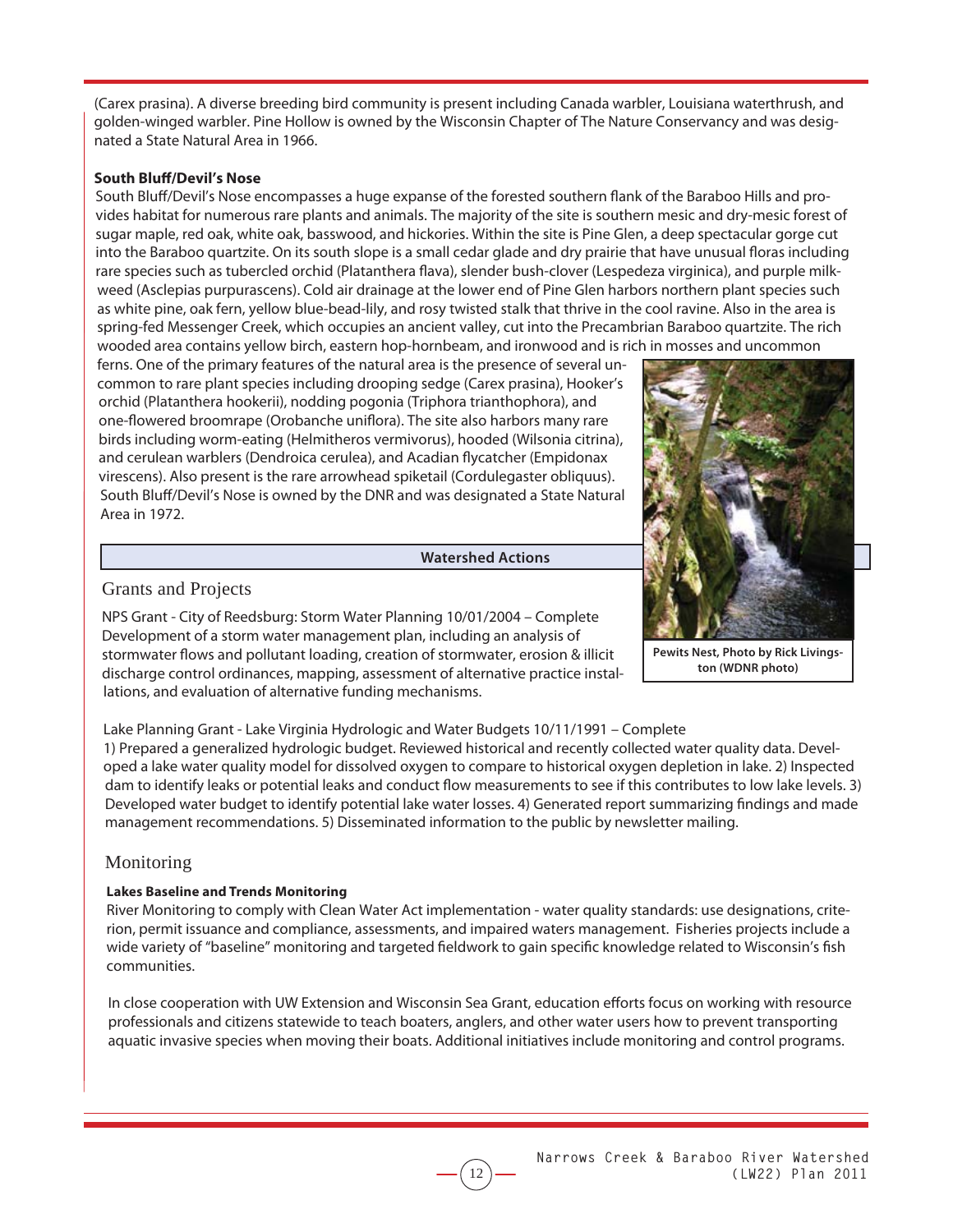(Carex prasina). A diverse breeding bird community is present including Canada warbler, Louisiana waterthrush, and golden-winged warbler. Pine Hollow is owned by the Wisconsin Chapter of The Nature Conservancy and was designated a State Natural Area in 1966.

**South Bluff/Devil's Nose**

South Bluff/Devil's Nose encompasses a huge expanse of the forested southern flank of the Baraboo Hills and provides habitat for numerous rare plants and animals. The majority of the site is southern mesic and dry-mesic forest of sugar maple, red oak, white oak, basswood, and hickories. Within the site is Pine Glen, a deep spectacular gorge cut into the Baraboo quartzite. On its south slope is a small cedar glade and dry prairie that have unusual floras including rare species such as tubercled orchid (Platanthera flava), slender bush-clover (Lespedeza virginica), and purple milkweed (Asclepias purpurascens). Cold air drainage at the lower end of Pine Glen harbors northern plant species such as white pine, oak fern, yellow blue-bead-lily, and rosy twisted stalk that thrive in the cool ravine. Also in the area is spring-fed Messenger Creek, which occupies an ancient valley, cut into the Precambrian Baraboo quartzite. The rich wooded area contains yellow birch, eastern hop-hornbeam, and ironwood and is rich in mosses and uncommon ferns. One of the primary features of the natural area is the presence of several uncommon to rare plant species including drooping sedge (Carex prasina), Hooker's orchid (Platanthera hookerii), nodding pogonia (Triphora trianthophora), and one-flowered broomrape (Orobanche uniflora). The site also harbors many rare birds including worm-eating (Helmitheros vermivorus), hooded (Wilsonia citrina), and cerulean warblers (Dendroica cerulea), and Acadian flycatcher (Empidonax virescens). Also present is the rare arrowhead spiketail (Cordulegaster obliquus). South Bluff/Devil's Nose is owned by the DNR and was designated a State Natural Area in 1972.

Pewits Nest, Photo by Rick Livingston (WDNR photo)

## Watershed Actions

### Grants and Projects

NPS Grant - City of Reedsburg: Storm Water Planning 10/01/2004 – Complete
Development of a storm water management plan, including an analysis of stormwater flows and pollutant loading, creation of stormwater, erosion & illicit discharge control ordinances, mapping, assessment of alternative practice installations, and evaluation of alternative funding mechanisms.

Lake Planning Grant - Lake Virginia Hydrologic and Water Budgets 10/11/1991 – Complete
1) Prepared a generalized hydrologic budget. Reviewed historical and recently collected water quality data. Developed a lake water quality model for dissolved oxygen to compare to historical oxygen depletion in lake. 2) Inspected dam to identify leaks or potential leaks and conduct flow measurements to see if this contributes to low lake levels. 3) Developed water budget to identify potential lake water losses. 4) Generated report summarizing findings and made management recommendations. 5) Disseminated information to the public by newsletter mailing.

### Monitoring

**Lakes Baseline and Trends Monitoring**

River Monitoring to comply with Clean Water Act implementation - water quality standards: use designations, criterion, permit issuance and compliance, assessments, and impaired waters management. Fisheries projects include a wide variety of "baseline" monitoring and targeted fieldwork to gain specific knowledge related to Wisconsin's fish communities.

In close cooperation with UW Extension and Wisconsin Sea Grant, education efforts focus on working with resource professionals and citizens statewide to teach boaters, anglers, and other water users how to prevent transporting aquatic invasive species when moving their boats. Additional initiatives include monitoring and control programs.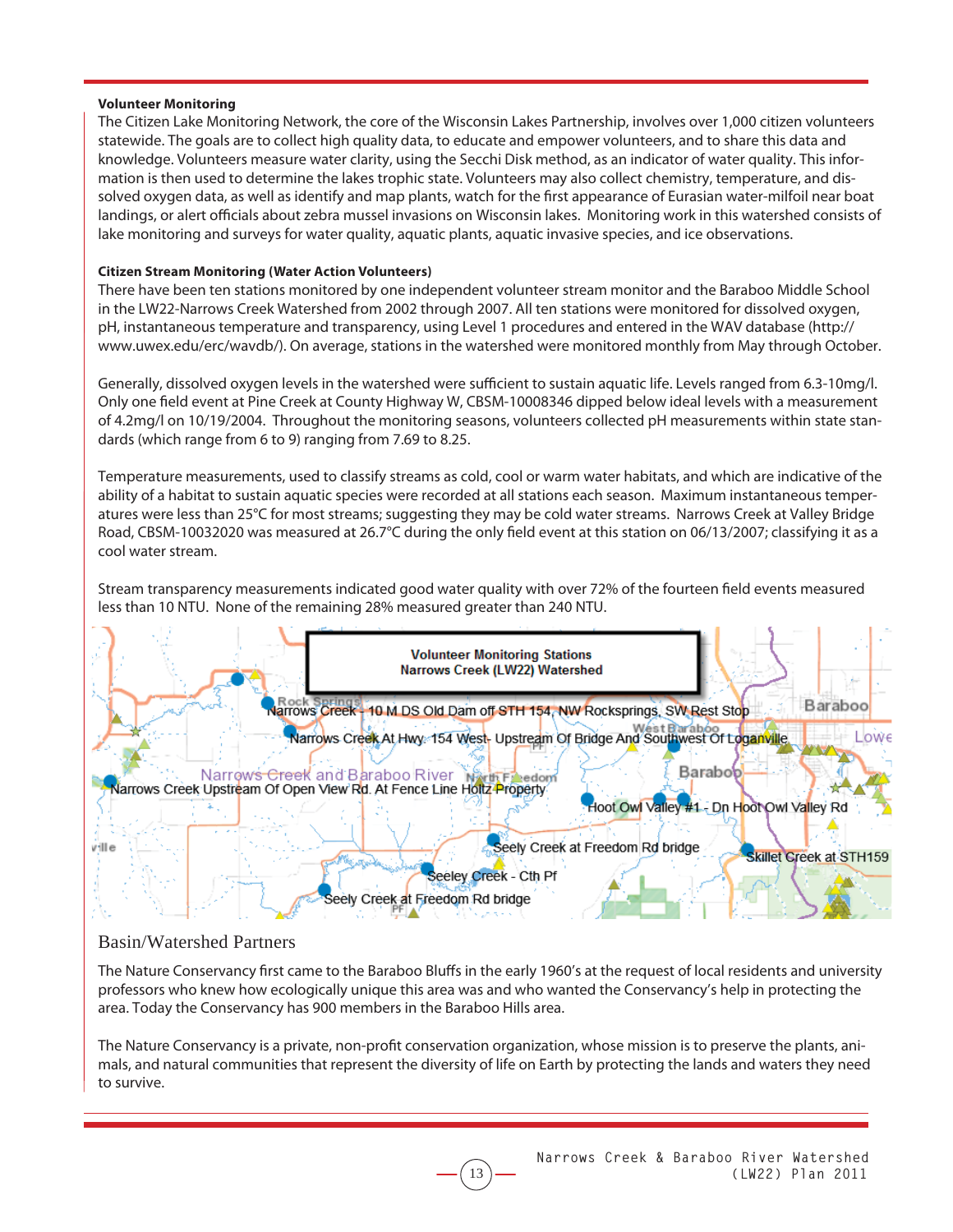**Volunteer Monitoring**

The Citizen Lake Monitoring Network, the core of the Wisconsin Lakes Partnership, involves over 1,000 citizen volunteers statewide. The goals are to collect high quality data, to educate and empower volunteers, and to share this data and knowledge. Volunteers measure water clarity, using the Secchi Disk method, as an indicator of water quality. This information is then used to determine the lakes trophic state. Volunteers may also collect chemistry, temperature, and dissolved oxygen data, as well as identify and map plants, watch for the first appearance of Eurasian water-milfoil near boat landings, or alert officials about zebra mussel invasions on Wisconsin lakes. Monitoring work in this watershed consists of lake monitoring and surveys for water quality, aquatic plants, aquatic invasive species, and ice observations.

**Citizen Stream Monitoring (Water Action Volunteers)**

There have been ten stations monitored by one independent volunteer stream monitor and the Baraboo Middle School in the LW22-Narrows Creek Watershed from 2002 through 2007. All ten stations were monitored for dissolved oxygen, pH, instantaneous temperature and transparency, using Level 1 procedures and entered in the WAV database (http://www.uwex.edu/erc/wavdb/). On average, stations in the watershed were monitored monthly from May through October.

Generally, dissolved oxygen levels in the watershed were sufficient to sustain aquatic life. Levels ranged from 6.3-10mg/l. Only one field event at Pine Creek at County Highway W, CBSM-10008346 dipped below ideal levels with a measurement of 4.2mg/l on 10/19/2004. Throughout the monitoring seasons, volunteers collected pH measurements within state standards (which range from 6 to 9) ranging from 7.69 to 8.25.

Temperature measurements, used to classify streams as cold, cool or warm water habitats, and which are indicative of the ability of a habitat to sustain aquatic species were recorded at all stations each season. Maximum instantaneous temperatures were less than 25°C for most streams; suggesting they may be cold water streams. Narrows Creek at Valley Bridge Road, CBSM-10032020 was measured at 26.7°C during the only field event at this station on 06/13/2007; classifying it as a cool water stream.

Stream transparency measurements indicated good water quality with over 72% of the fourteen field events measured less than 10 NTU. None of the remaining 28% measured greater than 240 NTU.

Volunteer Monitoring Stations
Narrows Creek (LW22) Watershed

Narrows Creek - 10 M DS Old Dam off STH 154, NW Rocksprings, SW Rest Stop
Narrows Creek At Hwy. 154 West- Upstream Of Bridge And Southwest Of Loganville
Narrows Creek Upstream Of Open View Rd. At Fence Line Holtz Property
Hoot Owl Valley #1 - Dn Hoot Owl Valley Rd
Seely Creek at Freedom Rd bridge
Skillet Creek at STH159
Seeley Creek - Cth Pf
Seely Creek at Freedom Rd bridge

## Basin/Watershed Partners

The Nature Conservancy first came to the Baraboo Bluffs in the early 1960's at the request of local residents and university professors who knew how ecologically unique this area was and who wanted the Conservancy's help in protecting the area. Today the Conservancy has 900 members in the Baraboo Hills area.

The Nature Conservancy is a private, non-profit conservation organization, whose mission is to preserve the plants, animals, and natural communities that represent the diversity of life on Earth by protecting the lands and waters they need to survive.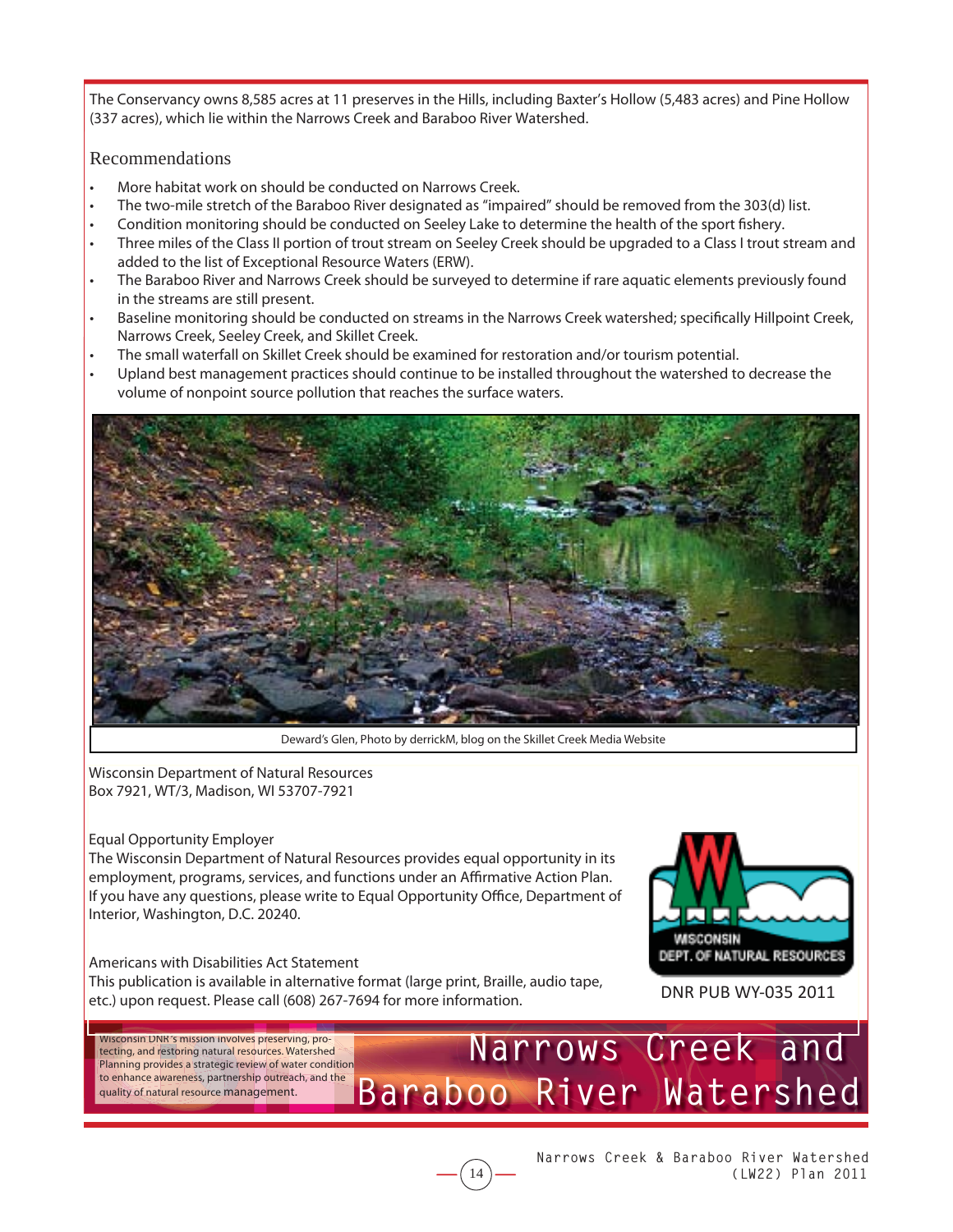The Conservancy owns 8,585 acres at 11 preserves in the Hills, including Baxter's Hollow (5,483 acres) and Pine Hollow (337 acres), which lie within the Narrows Creek and Baraboo River Watershed.

## Recommendations

- More habitat work on should be conducted on Narrows Creek.
- The two-mile stretch of the Baraboo River designated as "impaired" should be removed from the 303(d) list.
- Condition monitoring should be conducted on Seeley Lake to determine the health of the sport fishery.
- Three miles of the Class II portion of trout stream on Seeley Creek should be upgraded to a Class I trout stream and added to the list of Exceptional Resource Waters (ERW).
- The Baraboo River and Narrows Creek should be surveyed to determine if rare aquatic elements previously found in the streams are still present.
- Baseline monitoring should be conducted on streams in the Narrows Creek watershed; specifically Hillpoint Creek, Narrows Creek, Seeley Creek, and Skillet Creek.
- The small waterfall on Skillet Creek should be examined for restoration and/or tourism potential.
- Upland best management practices should continue to be installed throughout the watershed to decrease the volume of nonpoint source pollution that reaches the surface waters.

Deward's Glen, Photo by derrickM, blog on the Skillet Creek Media Website

Wisconsin Department of Natural Resources
Box 7921, WT/3, Madison, WI 53707-7921

Equal Opportunity Employer
The Wisconsin Department of Natural Resources provides equal opportunity in its employment, programs, services, and functions under an Affirmative Action Plan. If you have any questions, please write to Equal Opportunity Office, Department of Interior, Washington, D.C. 20240.

Americans with Disabilities Act Statement
This publication is available in alternative format (large print, Braille, audio tape, etc.) upon request. Please call (608) 267-7694 for more information.

WISCONSIN DEPT. OF NATURAL RESOURCES

DNR PUB WY-035 2011

Wisconsin DNR's mission involves preserving, protecting, and restoring natural resources. Watershed Planning provides a strategic review of water condition to enhance awareness, partnership outreach, and the quality of natural resource management.

# Narrows Creek and Baraboo River Watershed